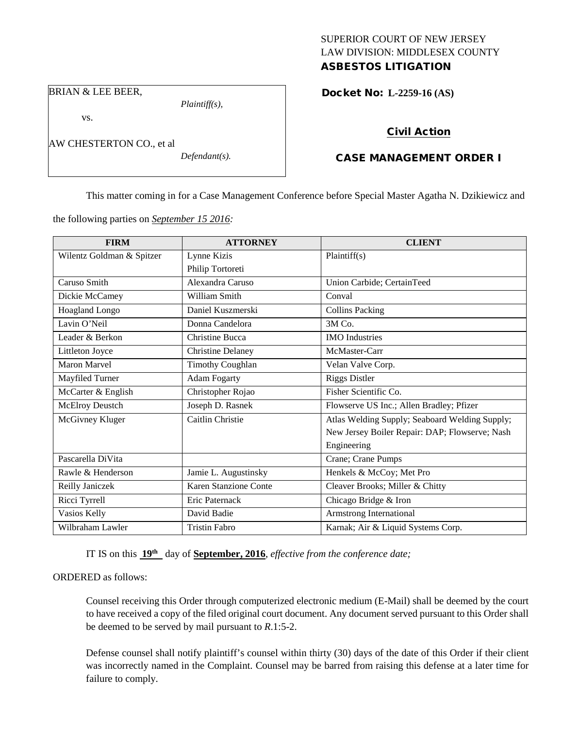SUPERIOR COURT OF NEW JERSEY
LAW DIVISION: MIDDLESEX COUNTY
**ASBESTOS LITIGATION**

BRIAN & LEE BEER,
*Plaintiff(s),*

vs.

AW CHESTERTON CO., et al
*Defendant(s).*

**Docket No: L-2259-16 (AS)**

**Civil Action**

**CASE MANAGEMENT ORDER I**

This matter coming in for a Case Management Conference before Special Master Agatha N. Dzikiewicz and the following parties on *September 15 2016:*

| FIRM | ATTORNEY | CLIENT |
|---|---|---|
| Wilentz Goldman & Spitzer | Lynne Kizis<br>Philip Tortoreti | Plaintiff(s) |
| Caruso Smith | Alexandra Caruso | Union Carbide; CertainTeed |
| Dickie McCamey | William Smith | Conval |
| Hoagland Longo | Daniel Kuszmerski | Collins Packing |
| Lavin O'Neil | Donna Candelora | 3M Co. |
| Leader & Berkon | Christine Bucca | IMO Industries |
| Littleton Joyce | Christine Delaney | McMaster-Carr |
| Maron Marvel | Timothy Coughlan | Velan Valve Corp. |
| Mayfiled Turner | Adam Fogarty | Riggs Distler |
| McCarter & English | Christopher Rojao | Fisher Scientific Co. |
| McElroy Deustch | Joseph D. Rasnek | Flowserve US Inc.; Allen Bradley; Pfizer |
| McGivney Kluger | Caitlin Christie | Atlas Welding Supply; Seaboard Welding Supply; New Jersey Boiler Repair: DAP; Flowserve; Nash Engineering |
| Pascarella DiVita | | Crane; Crane Pumps |
| Rawle & Henderson | Jamie L. Augustinsky | Henkels & McCoy; Met Pro |
| Reilly Janiczek | Karen Stanzione Conte | Cleaver Brooks; Miller & Chitty |
| Ricci Tyrrell | Eric Paternack | Chicago Bridge & Iron |
| Vasios Kelly | David Badie | Armstrong International |
| Wilbraham Lawler | Tristin Fabro | Karnak; Air & Liquid Systems Corp. |

IT IS on this **19th** day of **September, 2016**, *effective from the conference date;*

ORDERED as follows:

Counsel receiving this Order through computerized electronic medium (E-Mail) shall be deemed by the court to have received a copy of the filed original court document. Any document served pursuant to this Order shall be deemed to be served by mail pursuant to *R*.1:5-2.

Defense counsel shall notify plaintiff's counsel within thirty (30) days of the date of this Order if their client was incorrectly named in the Complaint. Counsel may be barred from raising this defense at a later time for failure to comply.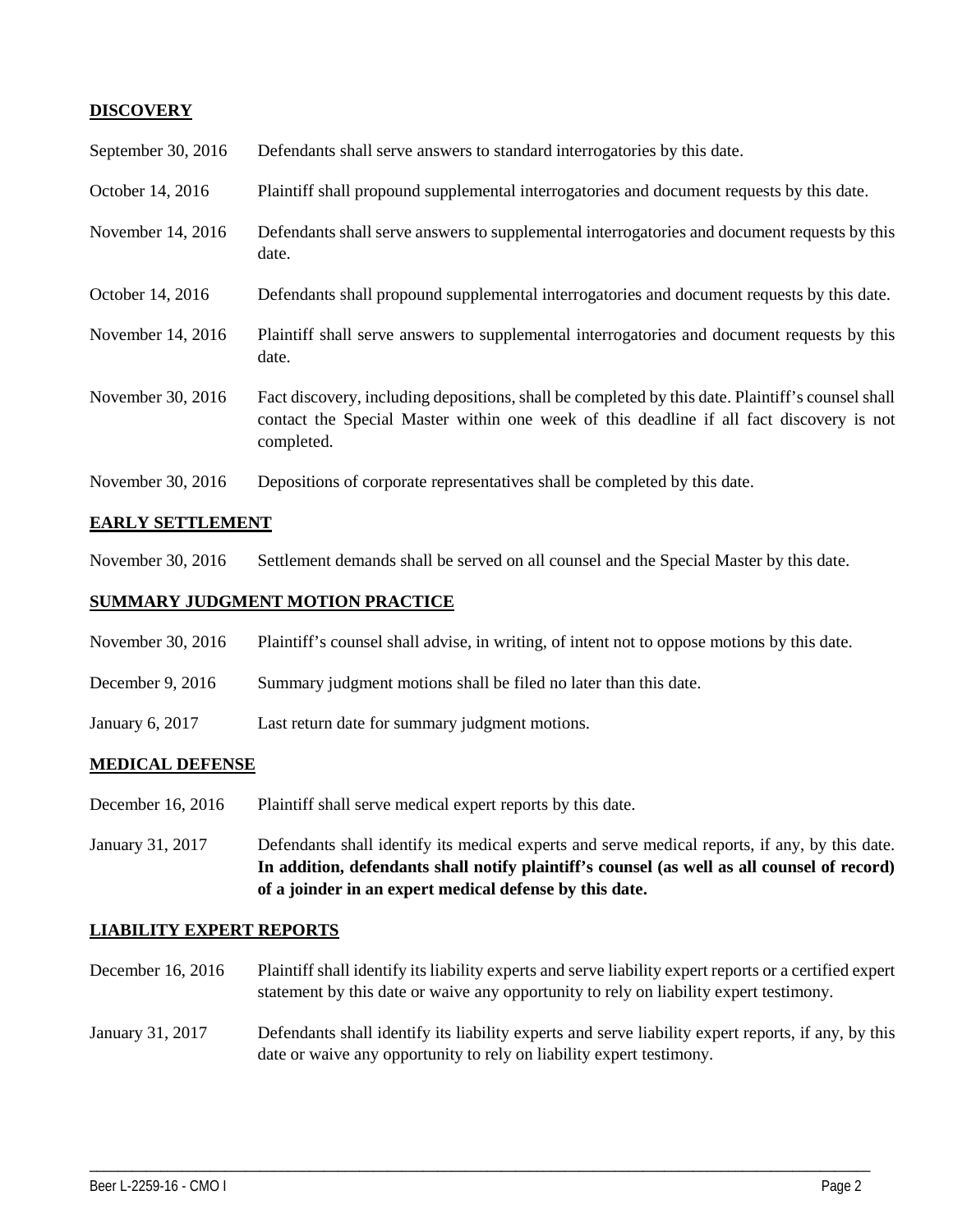## DISCOVERY

| | |
|---|---|
| September 30, 2016 | Defendants shall serve answers to standard interrogatories by this date. |
| October 14, 2016 | Plaintiff shall propound supplemental interrogatories and document requests by this date. |
| November 14, 2016 | Defendants shall serve answers to supplemental interrogatories and document requests by this date. |
| October 14, 2016 | Defendants shall propound supplemental interrogatories and document requests by this date. |
| November 14, 2016 | Plaintiff shall serve answers to supplemental interrogatories and document requests by this date. |
| November 30, 2016 | Fact discovery, including depositions, shall be completed by this date. Plaintiff's counsel shall contact the Special Master within one week of this deadline if all fact discovery is not completed. |
| November 30, 2016 | Depositions of corporate representatives shall be completed by this date. |

## EARLY SETTLEMENT

| | |
|---|---|
| November 30, 2016 | Settlement demands shall be served on all counsel and the Special Master by this date. |

## SUMMARY JUDGMENT MOTION PRACTICE

| | |
|---|---|
| November 30, 2016 | Plaintiff's counsel shall advise, in writing, of intent not to oppose motions by this date. |
| December 9, 2016 | Summary judgment motions shall be filed no later than this date. |
| January 6, 2017 | Last return date for summary judgment motions. |

## MEDICAL DEFENSE

| | |
|---|---|
| December 16, 2016 | Plaintiff shall serve medical expert reports by this date. |
| January 31, 2017 | Defendants shall identify its medical experts and serve medical reports, if any, by this date. **In addition, defendants shall notify plaintiff's counsel (as well as all counsel of record) of a joinder in an expert medical defense by this date.** |

## LIABILITY EXPERT REPORTS

| | |
|---|---|
| December 16, 2016 | Plaintiff shall identify its liability experts and serve liability expert reports or a certified expert statement by this date or waive any opportunity to rely on liability expert testimony. |
| January 31, 2017 | Defendants shall identify its liability experts and serve liability expert reports, if any, by this date or waive any opportunity to rely on liability expert testimony. |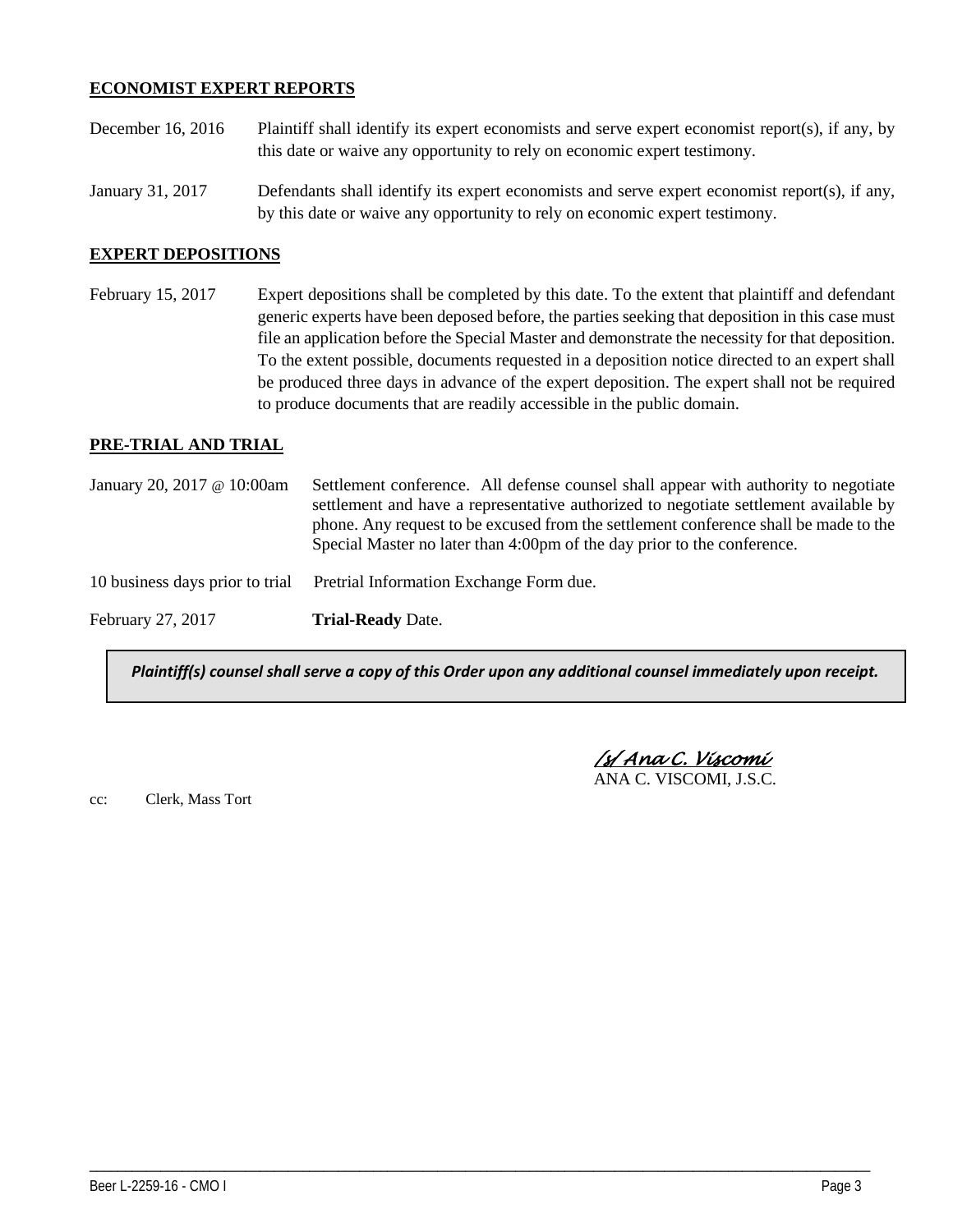## ECONOMIST EXPERT REPORTS

| | |
|---|---|
| December 16, 2016 | Plaintiff shall identify its expert economists and serve expert economist report(s), if any, by this date or waive any opportunity to rely on economic expert testimony. |
| January 31, 2017 | Defendants shall identify its expert economists and serve expert economist report(s), if any, by this date or waive any opportunity to rely on economic expert testimony. |

## EXPERT DEPOSITIONS

| | |
|---|---|
| February 15, 2017 | Expert depositions shall be completed by this date. To the extent that plaintiff and defendant generic experts have been deposed before, the parties seeking that deposition in this case must file an application before the Special Master and demonstrate the necessity for that deposition. To the extent possible, documents requested in a deposition notice directed to an expert shall be produced three days in advance of the expert deposition. The expert shall not be required to produce documents that are readily accessible in the public domain. |

## PRE-TRIAL AND TRIAL

| | |
|---|---|
| January 20, 2017 @ 10:00am | Settlement conference. All defense counsel shall appear with authority to negotiate settlement and have a representative authorized to negotiate settlement available by phone. Any request to be excused from the settlement conference shall be made to the Special Master no later than 4:00pm of the day prior to the conference. |
| 10 business days prior to trial | Pretrial Information Exchange Form due. |
| February 27, 2017 | **Trial-Ready** Date. |

***Plaintiff(s) counsel shall serve a copy of this Order upon any additional counsel immediately upon receipt.***

/s/ Ana C. Viscomi
ANA C. VISCOMI, J.S.C.

cc: Clerk, Mass Tort